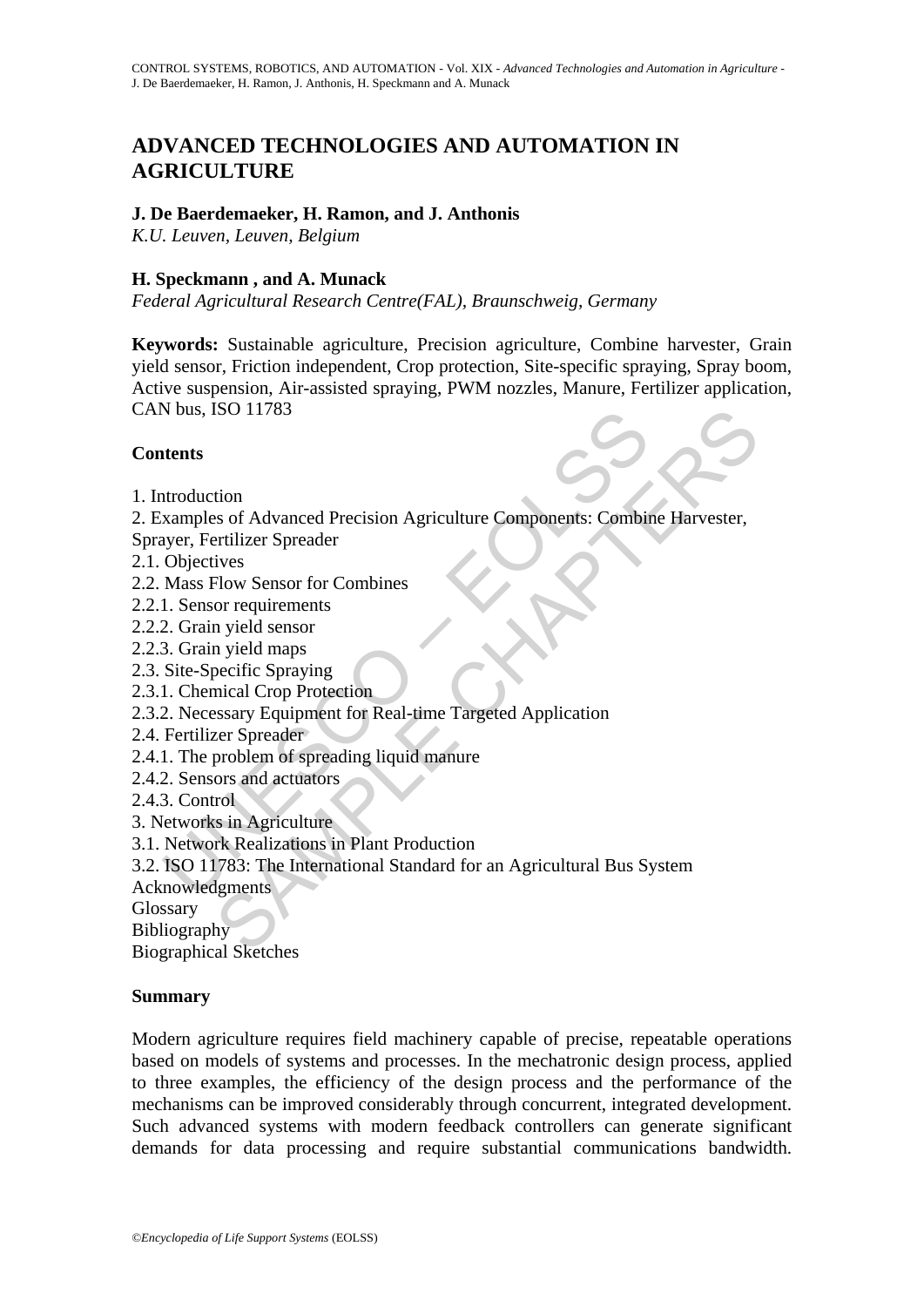# ADVANCED TECHNOLOGIES AND AUTOMATION IN AGRICULTURE

**J. De Baerdemaeker, H. Ramon, and J. Anthonis**

*K.U. Leuven, Leuven, Belgium*

**H. Speckmann , and A. Munack**

*Federal Agricultural Research Centre(FAL), Braunschweig, Germany*

**Keywords:** Sustainable agriculture, Precision agriculture, Combine harvester, Grain yield sensor, Friction independent, Crop protection, Site-specific spraying, Spray boom, Active suspension, Air-assisted spraying, PWM nozzles, Manure, Fertilizer application, CAN bus, ISO 11783

**Contents**

1. Introduction
2. Examples of Advanced Precision Agriculture Components: Combine Harvester, Sprayer, Fertilizer Spreader
2.1. Objectives
2.2. Mass Flow Sensor for Combines
2.2.1. Sensor requirements
2.2.2. Grain yield sensor
2.2.3. Grain yield maps
2.3. Site-Specific Spraying
2.3.1. Chemical Crop Protection
2.3.2. Necessary Equipment for Real-time Targeted Application
2.4. Fertilizer Spreader
2.4.1. The problem of spreading liquid manure
2.4.2. Sensors and actuators
2.4.3. Control
3. Networks in Agriculture
3.1. Network Realizations in Plant Production
3.2. ISO 11783: The International Standard for an Agricultural Bus System
Acknowledgments
Glossary
Bibliography
Biographical Sketches

**Summary**

Modern agriculture requires field machinery capable of precise, repeatable operations based on models of systems and processes. In the mechatronic design process, applied to three examples, the efficiency of the design process and the performance of the mechanisms can be improved considerably through concurrent, integrated development. Such advanced systems with modern feedback controllers can generate significant demands for data processing and require substantial communications bandwidth.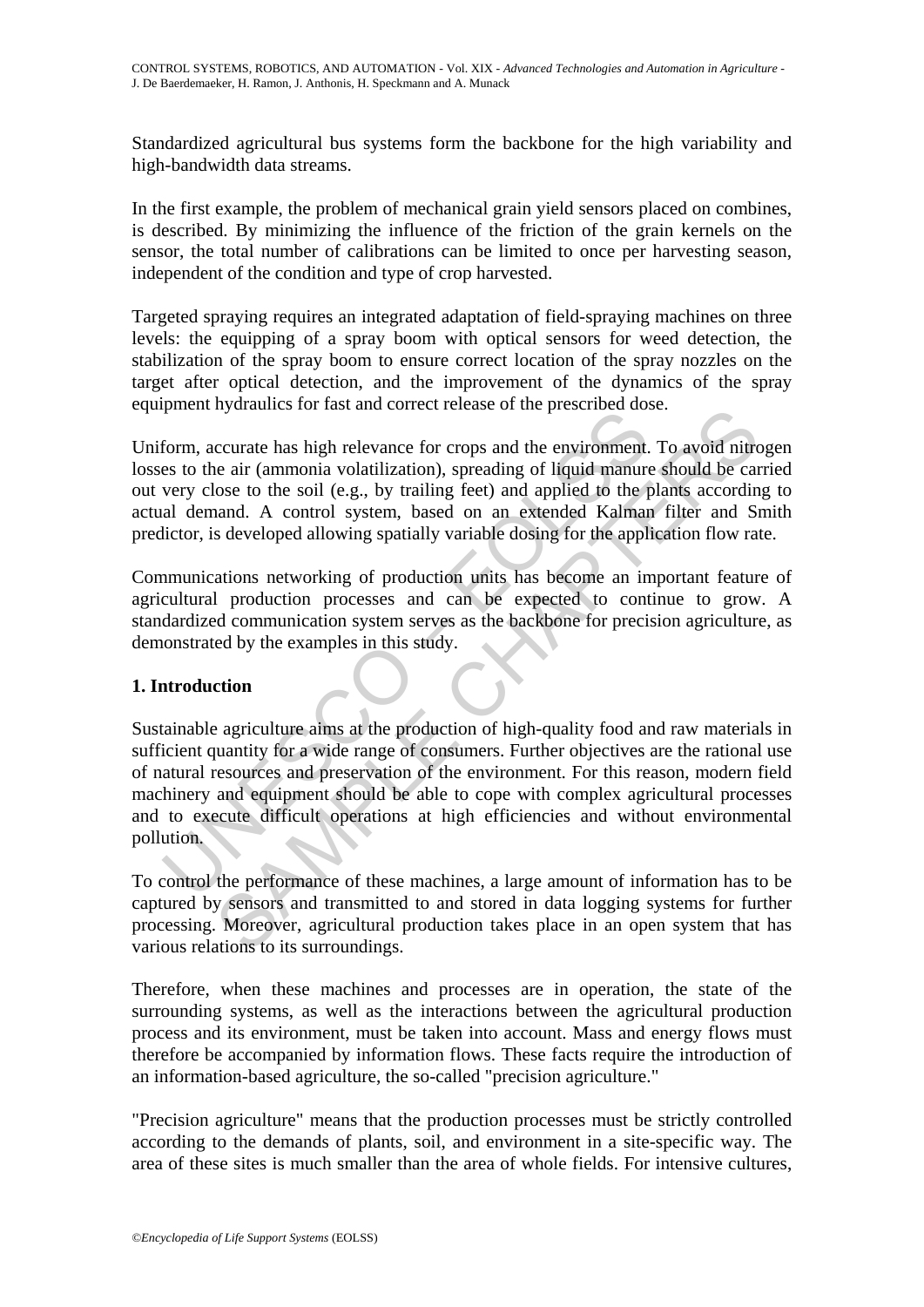Standardized agricultural bus systems form the backbone for the high variability and high-bandwidth data streams.

In the first example, the problem of mechanical grain yield sensors placed on combines, is described. By minimizing the influence of the friction of the grain kernels on the sensor, the total number of calibrations can be limited to once per harvesting season, independent of the condition and type of crop harvested.

Targeted spraying requires an integrated adaptation of field-spraying machines on three levels: the equipping of a spray boom with optical sensors for weed detection, the stabilization of the spray boom to ensure correct location of the spray nozzles on the target after optical detection, and the improvement of the dynamics of the spray equipment hydraulics for fast and correct release of the prescribed dose.

Uniform, accurate has high relevance for crops and the environment. To avoid nitrogen losses to the air (ammonia volatilization), spreading of liquid manure should be carried out very close to the soil (e.g., by trailing feet) and applied to the plants according to actual demand. A control system, based on an extended Kalman filter and Smith predictor, is developed allowing spatially variable dosing for the application flow rate.

Communications networking of production units has become an important feature of agricultural production processes and can be expected to continue to grow. A standardized communication system serves as the backbone for precision agriculture, as demonstrated by the examples in this study.

## 1. Introduction

Sustainable agriculture aims at the production of high-quality food and raw materials in sufficient quantity for a wide range of consumers. Further objectives are the rational use of natural resources and preservation of the environment. For this reason, modern field machinery and equipment should be able to cope with complex agricultural processes and to execute difficult operations at high efficiencies and without environmental pollution.

To control the performance of these machines, a large amount of information has to be captured by sensors and transmitted to and stored in data logging systems for further processing. Moreover, agricultural production takes place in an open system that has various relations to its surroundings.

Therefore, when these machines and processes are in operation, the state of the surrounding systems, as well as the interactions between the agricultural production process and its environment, must be taken into account. Mass and energy flows must therefore be accompanied by information flows. These facts require the introduction of an information-based agriculture, the so-called "precision agriculture."

"Precision agriculture" means that the production processes must be strictly controlled according to the demands of plants, soil, and environment in a site-specific way. The area of these sites is much smaller than the area of whole fields. For intensive cultures,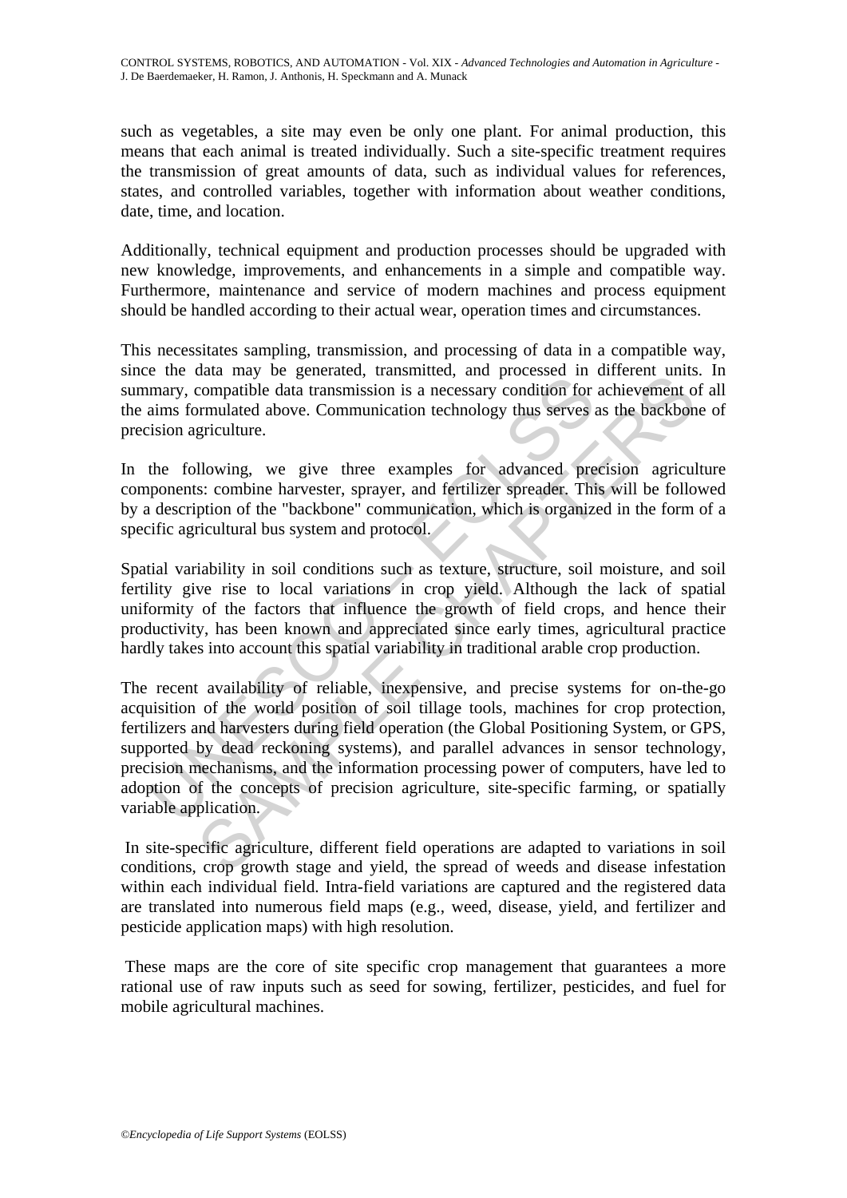such as vegetables, a site may even be only one plant. For animal production, this means that each animal is treated individually. Such a site-specific treatment requires the transmission of great amounts of data, such as individual values for references, states, and controlled variables, together with information about weather conditions, date, time, and location.

Additionally, technical equipment and production processes should be upgraded with new knowledge, improvements, and enhancements in a simple and compatible way. Furthermore, maintenance and service of modern machines and process equipment should be handled according to their actual wear, operation times and circumstances.

This necessitates sampling, transmission, and processing of data in a compatible way, since the data may be generated, transmitted, and processed in different units. In summary, compatible data transmission is a necessary condition for achievement of all the aims formulated above. Communication technology thus serves as the backbone of precision agriculture.

In the following, we give three examples for advanced precision agriculture components: combine harvester, sprayer, and fertilizer spreader. This will be followed by a description of the "backbone" communication, which is organized in the form of a specific agricultural bus system and protocol.

Spatial variability in soil conditions such as texture, structure, soil moisture, and soil fertility give rise to local variations in crop yield. Although the lack of spatial uniformity of the factors that influence the growth of field crops, and hence their productivity, has been known and appreciated since early times, agricultural practice hardly takes into account this spatial variability in traditional arable crop production.

The recent availability of reliable, inexpensive, and precise systems for on-the-go acquisition of the world position of soil tillage tools, machines for crop protection, fertilizers and harvesters during field operation (the Global Positioning System, or GPS, supported by dead reckoning systems), and parallel advances in sensor technology, precision mechanisms, and the information processing power of computers, have led to adoption of the concepts of precision agriculture, site-specific farming, or spatially variable application.

In site-specific agriculture, different field operations are adapted to variations in soil conditions, crop growth stage and yield, the spread of weeds and disease infestation within each individual field. Intra-field variations are captured and the registered data are translated into numerous field maps (e.g., weed, disease, yield, and fertilizer and pesticide application maps) with high resolution.

These maps are the core of site specific crop management that guarantees a more rational use of raw inputs such as seed for sowing, fertilizer, pesticides, and fuel for mobile agricultural machines.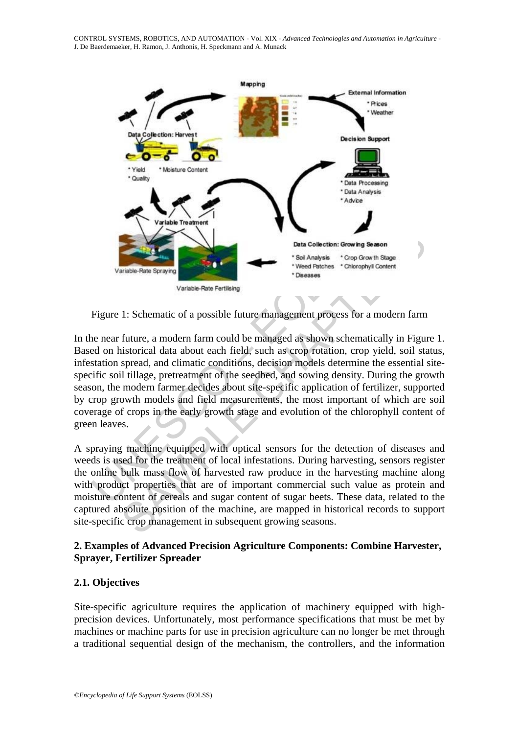Figure 1: Schematic of a possible future management process for a modern farm

In the near future, a modern farm could be managed as shown schematically in Figure 1. Based on historical data about each field, such as crop rotation, crop yield, soil status, infestation spread, and climatic conditions, decision models determine the essential site-specific soil tillage, pretreatment of the seedbed, and sowing density. During the growth season, the modern farmer decides about site-specific application of fertilizer, supported by crop growth models and field measurements, the most important of which are soil coverage of crops in the early growth stage and evolution of the chlorophyll content of green leaves.

A spraying machine equipped with optical sensors for the detection of diseases and weeds is used for the treatment of local infestations. During harvesting, sensors register the online bulk mass flow of harvested raw produce in the harvesting machine along with product properties that are of important commercial such value as protein and moisture content of cereals and sugar content of sugar beets. These data, related to the captured absolute position of the machine, are mapped in historical records to support site-specific crop management in subsequent growing seasons.

## 2. Examples of Advanced Precision Agriculture Components: Combine Harvester, Sprayer, Fertilizer Spreader

### 2.1. Objectives

Site-specific agriculture requires the application of machinery equipped with high-precision devices. Unfortunately, most performance specifications that must be met by machines or machine parts for use in precision agriculture can no longer be met through a traditional sequential design of the mechanism, the controllers, and the information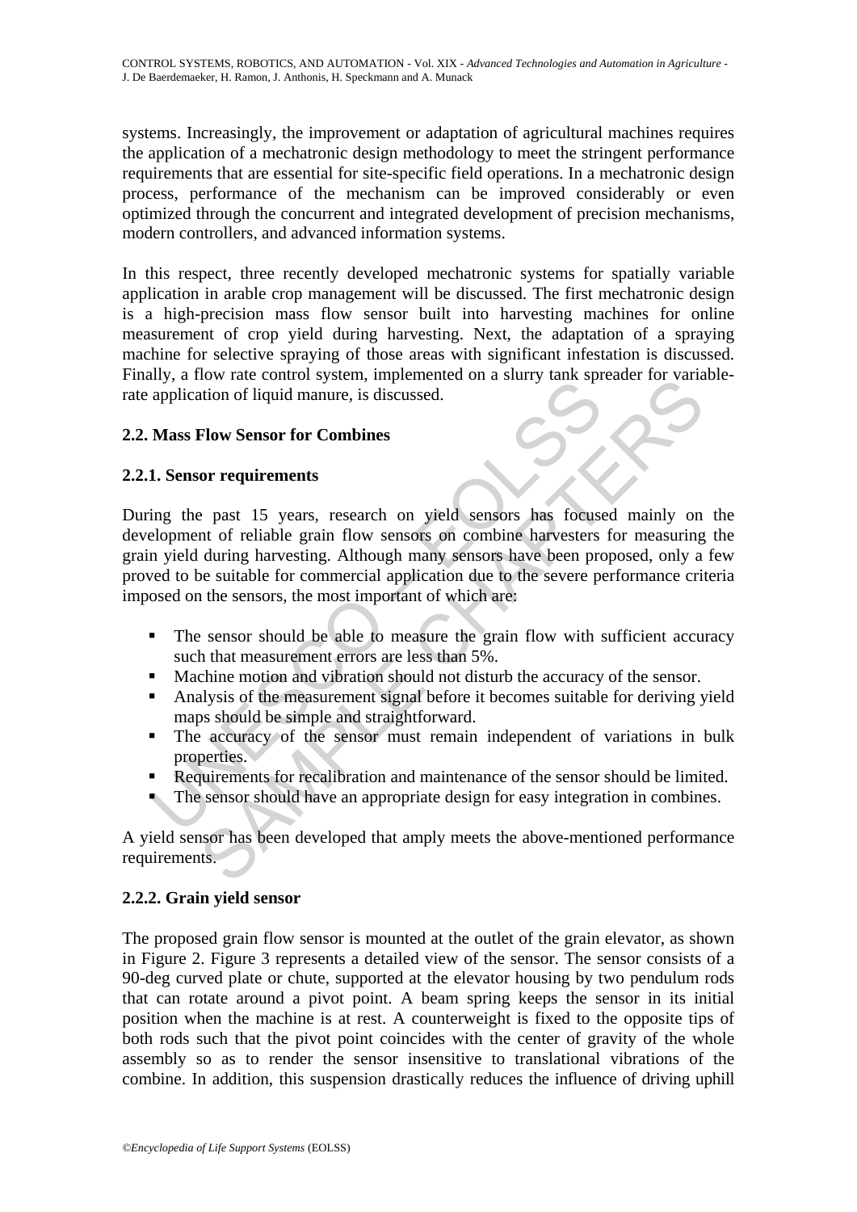systems. Increasingly, the improvement or adaptation of agricultural machines requires the application of a mechatronic design methodology to meet the stringent performance requirements that are essential for site-specific field operations. In a mechatronic design process, performance of the mechanism can be improved considerably or even optimized through the concurrent and integrated development of precision mechanisms, modern controllers, and advanced information systems.

In this respect, three recently developed mechatronic systems for spatially variable application in arable crop management will be discussed. The first mechatronic design is a high-precision mass flow sensor built into harvesting machines for online measurement of crop yield during harvesting. Next, the adaptation of a spraying machine for selective spraying of those areas with significant infestation is discussed. Finally, a flow rate control system, implemented on a slurry tank spreader for variable-rate application of liquid manure, is discussed.

### 2.2. Mass Flow Sensor for Combines

#### 2.2.1. Sensor requirements

During the past 15 years, research on yield sensors has focused mainly on the development of reliable grain flow sensors on combine harvesters for measuring the grain yield during harvesting. Although many sensors have been proposed, only a few proved to be suitable for commercial application due to the severe performance criteria imposed on the sensors, the most important of which are:

- The sensor should be able to measure the grain flow with sufficient accuracy such that measurement errors are less than 5%.
- Machine motion and vibration should not disturb the accuracy of the sensor.
- Analysis of the measurement signal before it becomes suitable for deriving yield maps should be simple and straightforward.
- The accuracy of the sensor must remain independent of variations in bulk properties.
- Requirements for recalibration and maintenance of the sensor should be limited.
- The sensor should have an appropriate design for easy integration in combines.

A yield sensor has been developed that amply meets the above-mentioned performance requirements.

#### 2.2.2. Grain yield sensor

The proposed grain flow sensor is mounted at the outlet of the grain elevator, as shown in Figure 2. Figure 3 represents a detailed view of the sensor. The sensor consists of a 90-deg curved plate or chute, supported at the elevator housing by two pendulum rods that can rotate around a pivot point. A beam spring keeps the sensor in its initial position when the machine is at rest. A counterweight is fixed to the opposite tips of both rods such that the pivot point coincides with the center of gravity of the whole assembly so as to render the sensor insensitive to translational vibrations of the combine. In addition, this suspension drastically reduces the influence of driving uphill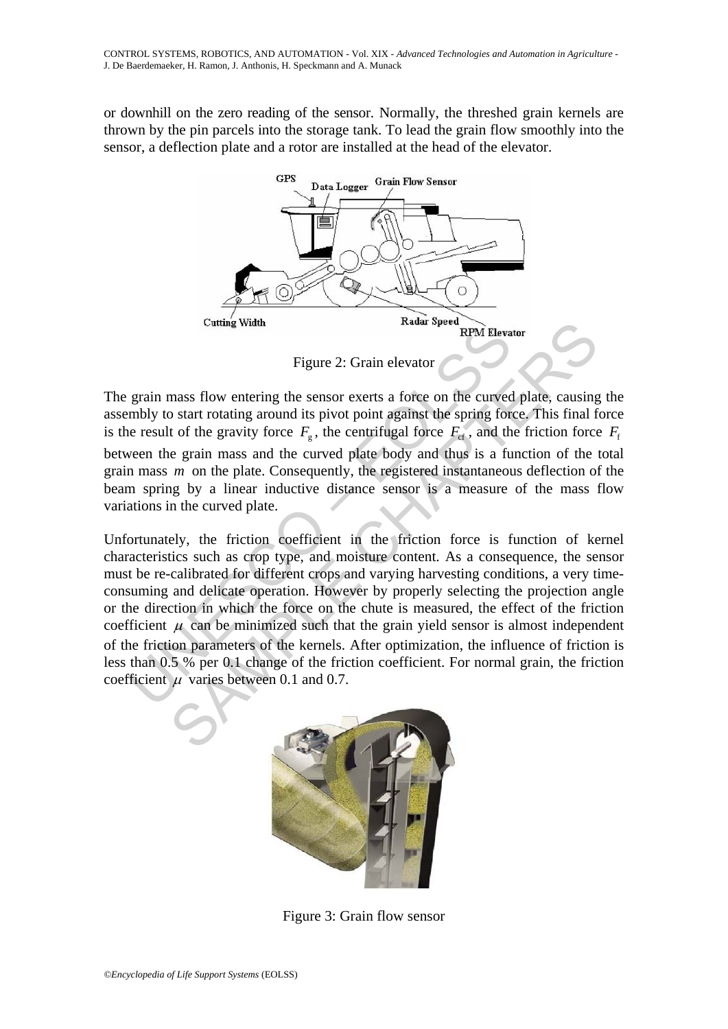or downhill on the zero reading of the sensor. Normally, the threshed grain kernels are thrown by the pin parcels into the storage tank. To lead the grain flow smoothly into the sensor, a deflection plate and a rotor are installed at the head of the elevator.

Figure 2: Grain elevator

The grain mass flow entering the sensor exerts a force on the curved plate, causing the assembly to start rotating around its pivot point against the spring force. This final force is the result of the gravity force $F_g$, the centrifugal force $F_{cf}$, and the friction force $F_f$ between the grain mass and the curved plate body and thus is a function of the total grain mass $m$ on the plate. Consequently, the registered instantaneous deflection of the beam spring by a linear inductive distance sensor is a measure of the mass flow variations in the curved plate.

Unfortunately, the friction coefficient in the friction force is function of kernel characteristics such as crop type, and moisture content. As a consequence, the sensor must be re-calibrated for different crops and varying harvesting conditions, a very time-consuming and delicate operation. However by properly selecting the projection angle or the direction in which the force on the chute is measured, the effect of the friction coefficient $\mu$ can be minimized such that the grain yield sensor is almost independent of the friction parameters of the kernels. After optimization, the influence of friction is less than 0.5 % per 0.1 change of the friction coefficient. For normal grain, the friction coefficient $\mu$ varies between 0.1 and 0.7.

Figure 3: Grain flow sensor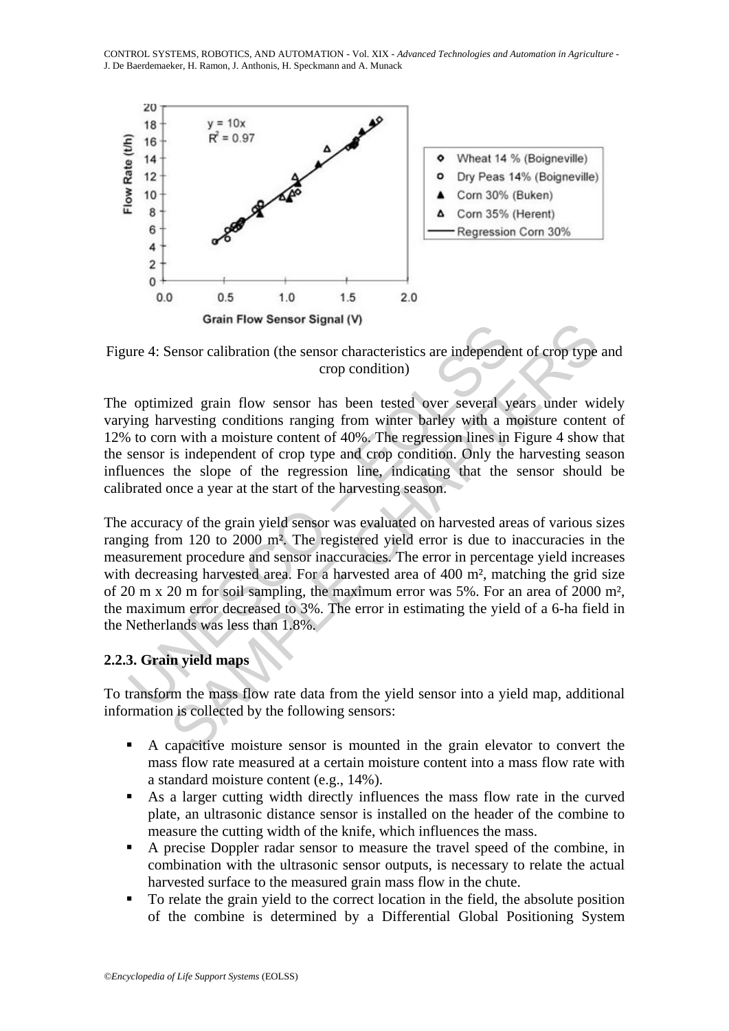Figure 4: Sensor calibration (the sensor characteristics are independent of crop type and crop condition)

The optimized grain flow sensor has been tested over several years under widely varying harvesting conditions ranging from winter barley with a moisture content of 12% to corn with a moisture content of 40%. The regression lines in Figure 4 show that the sensor is independent of crop type and crop condition. Only the harvesting season influences the slope of the regression line, indicating that the sensor should be calibrated once a year at the start of the harvesting season.

The accuracy of the grain yield sensor was evaluated on harvested areas of various sizes ranging from 120 to 2000 m². The registered yield error is due to inaccuracies in the measurement procedure and sensor inaccuracies. The error in percentage yield increases with decreasing harvested area. For a harvested area of 400 m², matching the grid size of 20 m x 20 m for soil sampling, the maximum error was 5%. For an area of 2000 m², the maximum error decreased to 3%. The error in estimating the yield of a 6-ha field in the Netherlands was less than 1.8%.

### 2.2.3. Grain yield maps

To transform the mass flow rate data from the yield sensor into a yield map, additional information is collected by the following sensors:

- A capacitive moisture sensor is mounted in the grain elevator to convert the mass flow rate measured at a certain moisture content into a mass flow rate with a standard moisture content (e.g., 14%).
- As a larger cutting width directly influences the mass flow rate in the curved plate, an ultrasonic distance sensor is installed on the header of the combine to measure the cutting width of the knife, which influences the mass.
- A precise Doppler radar sensor to measure the travel speed of the combine, in combination with the ultrasonic sensor outputs, is necessary to relate the actual harvested surface to the measured grain mass flow in the chute.
- To relate the grain yield to the correct location in the field, the absolute position of the combine is determined by a Differential Global Positioning System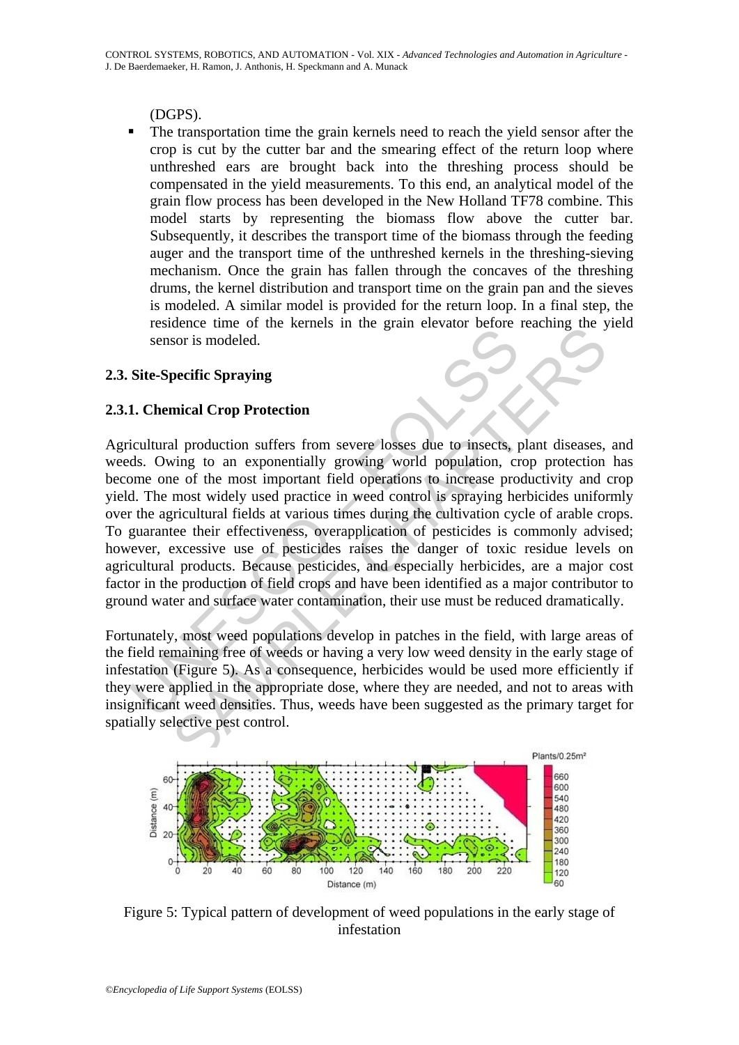(DGPS).

- The transportation time the grain kernels need to reach the yield sensor after the crop is cut by the cutter bar and the smearing effect of the return loop where unthreshed ears are brought back into the threshing process should be compensated in the yield measurements. To this end, an analytical model of the grain flow process has been developed in the New Holland TF78 combine. This model starts by representing the biomass flow above the cutter bar. Subsequently, it describes the transport time of the biomass through the feeding auger and the transport time of the unthreshed kernels in the threshing-sieving mechanism. Once the grain has fallen through the concaves of the threshing drums, the kernel distribution and transport time on the grain pan and the sieves is modeled. A similar model is provided for the return loop. In a final step, the residence time of the kernels in the grain elevator before reaching the yield sensor is modeled.

### 2.3. Site-Specific Spraying

#### 2.3.1. Chemical Crop Protection

Agricultural production suffers from severe losses due to insects, plant diseases, and weeds. Owing to an exponentially growing world population, crop protection has become one of the most important field operations to increase productivity and crop yield. The most widely used practice in weed control is spraying herbicides uniformly over the agricultural fields at various times during the cultivation cycle of arable crops. To guarantee their effectiveness, overapplication of pesticides is commonly advised; however, excessive use of pesticides raises the danger of toxic residue levels on agricultural products. Because pesticides, and especially herbicides, are a major cost factor in the production of field crops and have been identified as a major contributor to ground water and surface water contamination, their use must be reduced dramatically.

Fortunately, most weed populations develop in patches in the field, with large areas of the field remaining free of weeds or having a very low weed density in the early stage of infestation (Figure 5). As a consequence, herbicides would be used more efficiently if they were applied in the appropriate dose, where they are needed, and not to areas with insignificant weed densities. Thus, weeds have been suggested as the primary target for spatially selective pest control.

Figure 5: Typical pattern of development of weed populations in the early stage of infestation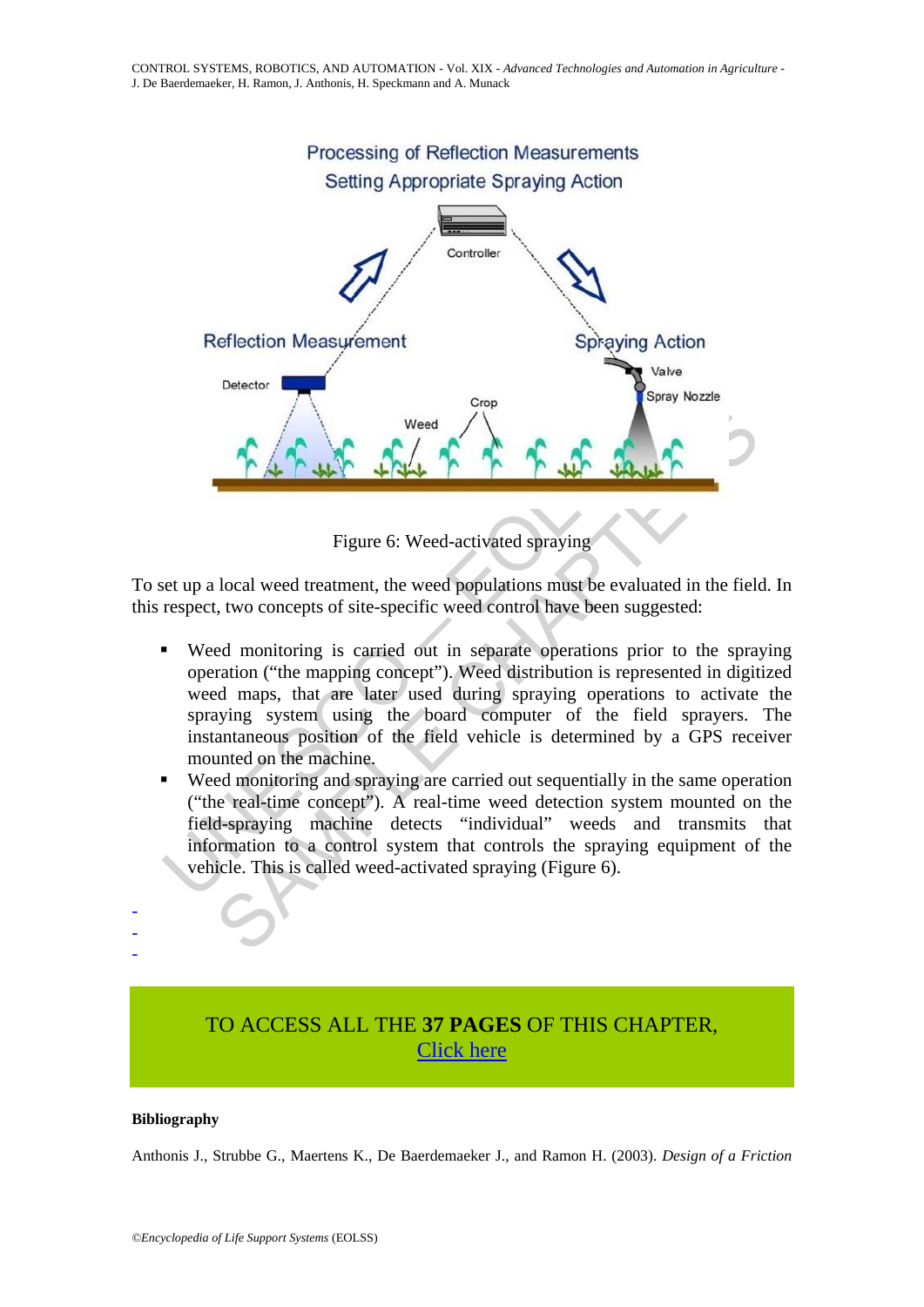Figure 6: Weed-activated spraying

To set up a local weed treatment, the weed populations must be evaluated in the field. In this respect, two concepts of site-specific weed control have been suggested:

- Weed monitoring is carried out in separate operations prior to the spraying operation ("the mapping concept"). Weed distribution is represented in digitized weed maps, that are later used during spraying operations to activate the spraying system using the board computer of the field sprayers. The instantaneous position of the field vehicle is determined by a GPS receiver mounted on the machine.
- Weed monitoring and spraying are carried out sequentially in the same operation ("the real-time concept"). A real-time weed detection system mounted on the field-spraying machine detects "individual" weeds and transmits that information to a control system that controls the spraying equipment of the vehicle. This is called weed-activated spraying (Figure 6).

-
-
-

TO ACCESS ALL THE **37 PAGES** OF THIS CHAPTER,
Click here

**Bibliography**

Anthonis J., Strubbe G., Maertens K., De Baerdemaeker J., and Ramon H. (2003). *Design of a Friction*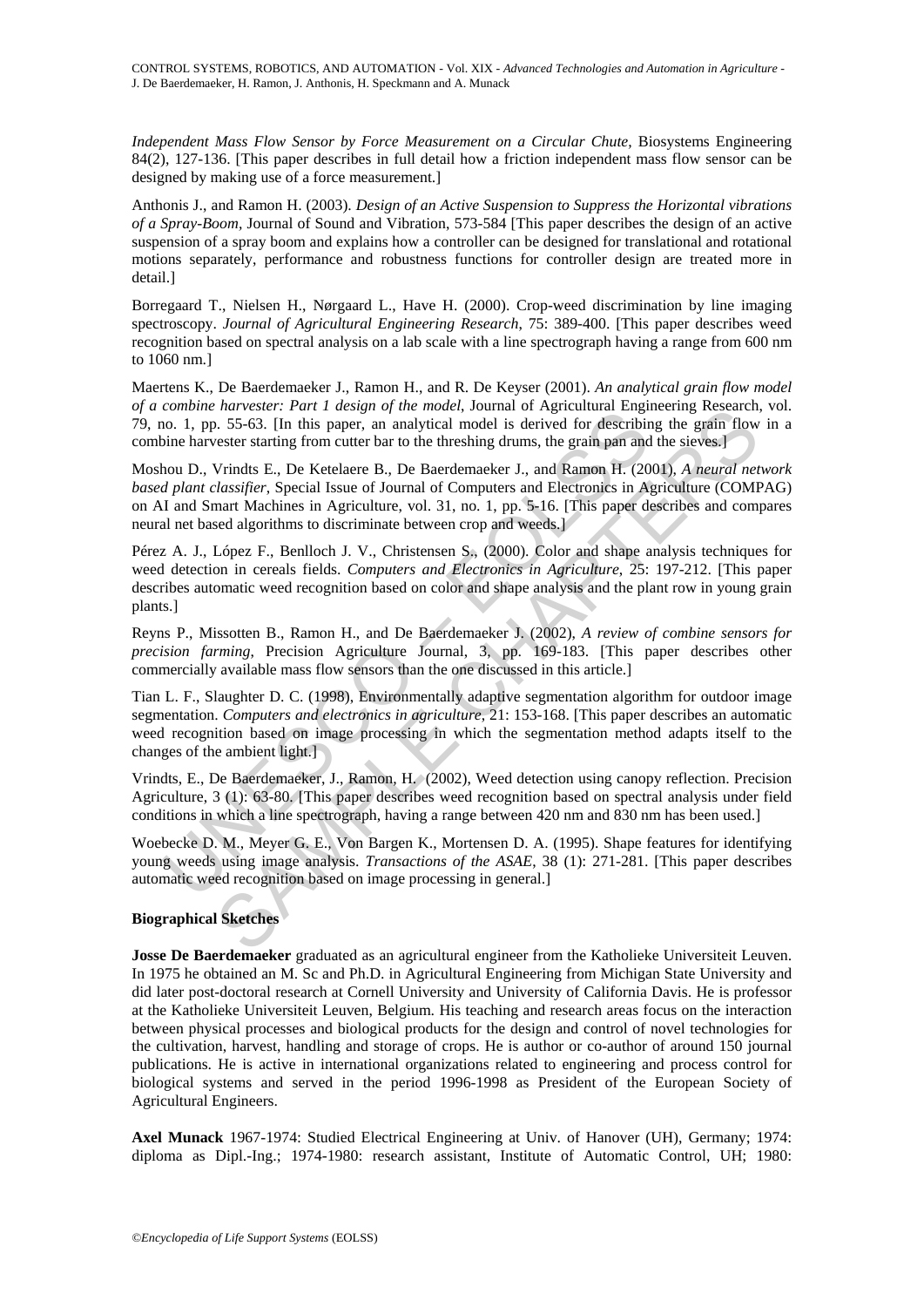*Independent Mass Flow Sensor by Force Measurement on a Circular Chute*, Biosystems Engineering 84(2), 127-136. [This paper describes in full detail how a friction independent mass flow sensor can be designed by making use of a force measurement.]

Anthonis J., and Ramon H. (2003). *Design of an Active Suspension to Suppress the Horizontal vibrations of a Spray-Boom*, Journal of Sound and Vibration, 573-584 [This paper describes the design of an active suspension of a spray boom and explains how a controller can be designed for translational and rotational motions separately, performance and robustness functions for controller design are treated more in detail.]

Borregaard T., Nielsen H., Nørgaard L., Have H. (2000). Crop-weed discrimination by line imaging spectroscopy. *Journal of Agricultural Engineering Research*, 75: 389-400. [This paper describes weed recognition based on spectral analysis on a lab scale with a line spectrograph having a range from 600 nm to 1060 nm.]

Maertens K., De Baerdemaeker J., Ramon H., and R. De Keyser (2001). *An analytical grain flow model of a combine harvester: Part 1 design of the model*, Journal of Agricultural Engineering Research, vol. 79, no. 1, pp. 55-63. [In this paper, an analytical model is derived for describing the grain flow in a combine harvester starting from cutter bar to the threshing drums, the grain pan and the sieves.]

Moshou D., Vrindts E., De Ketelaere B., De Baerdemaeker J., and Ramon H. (2001), *A neural network based plant classifier*, Special Issue of Journal of Computers and Electronics in Agriculture (COMPAG) on AI and Smart Machines in Agriculture, vol. 31, no. 1, pp. 5-16. [This paper describes and compares neural net based algorithms to discriminate between crop and weeds.]

Pérez A. J., López F., Benlloch J. V., Christensen S., (2000). Color and shape analysis techniques for weed detection in cereals fields. *Computers and Electronics in Agriculture*, 25: 197-212. [This paper describes automatic weed recognition based on color and shape analysis and the plant row in young grain plants.]

Reyns P., Missotten B., Ramon H., and De Baerdemaeker J. (2002), *A review of combine sensors for precision farming*, Precision Agriculture Journal, 3, pp. 169-183. [This paper describes other commercially available mass flow sensors than the one discussed in this article.]

Tian L. F., Slaughter D. C. (1998), Environmentally adaptive segmentation algorithm for outdoor image segmentation. *Computers and electronics in agriculture*, 21: 153-168. [This paper describes an automatic weed recognition based on image processing in which the segmentation method adapts itself to the changes of the ambient light.]

Vrindts, E., De Baerdemaeker, J., Ramon, H. (2002), Weed detection using canopy reflection. Precision Agriculture, 3 (1): 63-80. [This paper describes weed recognition based on spectral analysis under field conditions in which a line spectrograph, having a range between 420 nm and 830 nm has been used.]

Woebecke D. M., Meyer G. E., Von Bargen K., Mortensen D. A. (1995). Shape features for identifying young weeds using image analysis. *Transactions of the ASAE*, 38 (1): 271-281. [This paper describes automatic weed recognition based on image processing in general.]

**Biographical Sketches**

**Josse De Baerdemaeker** graduated as an agricultural engineer from the Katholieke Universiteit Leuven. In 1975 he obtained an M. Sc and Ph.D. in Agricultural Engineering from Michigan State University and did later post-doctoral research at Cornell University and University of California Davis. He is professor at the Katholieke Universiteit Leuven, Belgium. His teaching and research areas focus on the interaction between physical processes and biological products for the design and control of novel technologies for the cultivation, harvest, handling and storage of crops. He is author or co-author of around 150 journal publications. He is active in international organizations related to engineering and process control for biological systems and served in the period 1996-1998 as President of the European Society of Agricultural Engineers.

**Axel Munack** 1967-1974: Studied Electrical Engineering at Univ. of Hanover (UH), Germany; 1974: diploma as Dipl.-Ing.; 1974-1980: research assistant, Institute of Automatic Control, UH; 1980: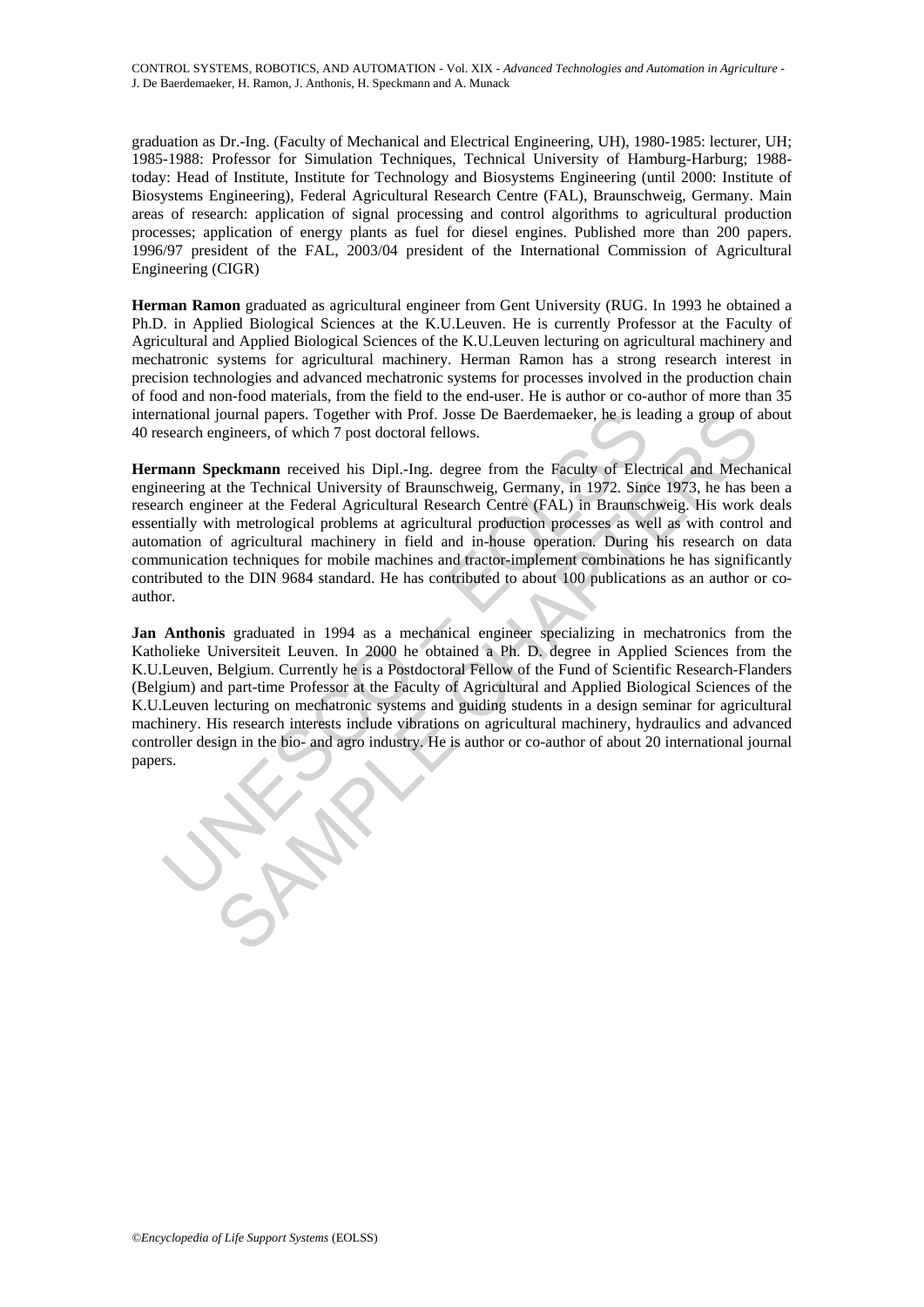graduation as Dr.-Ing. (Faculty of Mechanical and Electrical Engineering, UH), 1980-1985: lecturer, UH; 1985-1988: Professor for Simulation Techniques, Technical University of Hamburg-Harburg; 1988-today: Head of Institute, Institute for Technology and Biosystems Engineering (until 2000: Institute of Biosystems Engineering), Federal Agricultural Research Centre (FAL), Braunschweig, Germany. Main areas of research: application of signal processing and control algorithms to agricultural production processes; application of energy plants as fuel for diesel engines. Published more than 200 papers. 1996/97 president of the FAL, 2003/04 president of the International Commission of Agricultural Engineering (CIGR)

**Herman Ramon** graduated as agricultural engineer from Gent University (RUG. In 1993 he obtained a Ph.D. in Applied Biological Sciences at the K.U.Leuven. He is currently Professor at the Faculty of Agricultural and Applied Biological Sciences of the K.U.Leuven lecturing on agricultural machinery and mechatronic systems for agricultural machinery. Herman Ramon has a strong research interest in precision technologies and advanced mechatronic systems for processes involved in the production chain of food and non-food materials, from the field to the end-user. He is author or co-author of more than 35 international journal papers. Together with Prof. Josse De Baerdemaeker, he is leading a group of about 40 research engineers, of which 7 post doctoral fellows.

**Hermann Speckmann** received his Dipl.-Ing. degree from the Faculty of Electrical and Mechanical engineering at the Technical University of Braunschweig, Germany, in 1972. Since 1973, he has been a research engineer at the Federal Agricultural Research Centre (FAL) in Braunschweig. His work deals essentially with metrological problems at agricultural production processes as well as with control and automation of agricultural machinery in field and in-house operation. During his research on data communication techniques for mobile machines and tractor-implement combinations he has significantly contributed to the DIN 9684 standard. He has contributed to about 100 publications as an author or co-author.

**Jan Anthonis** graduated in 1994 as a mechanical engineer specializing in mechatronics from the Katholieke Universiteit Leuven. In 2000 he obtained a Ph. D. degree in Applied Sciences from the K.U.Leuven, Belgium. Currently he is a Postdoctoral Fellow of the Fund of Scientific Research-Flanders (Belgium) and part-time Professor at the Faculty of Agricultural and Applied Biological Sciences of the K.U.Leuven lecturing on mechatronic systems and guiding students in a design seminar for agricultural machinery. His research interests include vibrations on agricultural machinery, hydraulics and advanced controller design in the bio- and agro industry. He is author or co-author of about 20 international journal papers.